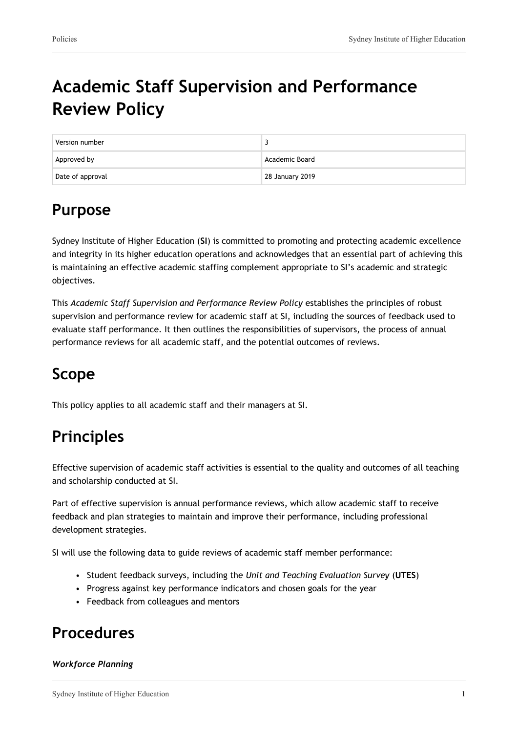# Academic Staff Supervision and Performance Review Policy

| Version number | 3 |
| --- | --- |
| Approved by | Academic Board |
| Date of approval | 28 January 2019 |

## Purpose

Sydney Institute of Higher Education (**SI**) is committed to promoting and protecting academic excellence and integrity in its higher education operations and acknowledges that an essential part of achieving this is maintaining an effective academic staffing complement appropriate to SI's academic and strategic objectives.

This *Academic Staff Supervision and Performance Review Policy* establishes the principles of robust supervision and performance review for academic staff at SI, including the sources of feedback used to evaluate staff performance. It then outlines the responsibilities of supervisors, the process of annual performance reviews for all academic staff, and the potential outcomes of reviews.

## Scope

This policy applies to all academic staff and their managers at SI.

## Principles

Effective supervision of academic staff activities is essential to the quality and outcomes of all teaching and scholarship conducted at SI.

Part of effective supervision is annual performance reviews, which allow academic staff to receive feedback and plan strategies to maintain and improve their performance, including professional development strategies.

SI will use the following data to guide reviews of academic staff member performance:

- Student feedback surveys, including the *Unit and Teaching Evaluation Survey* (**UTES**)
- Progress against key performance indicators and chosen goals for the year
- Feedback from colleagues and mentors

## Procedures

### *Workforce Planning*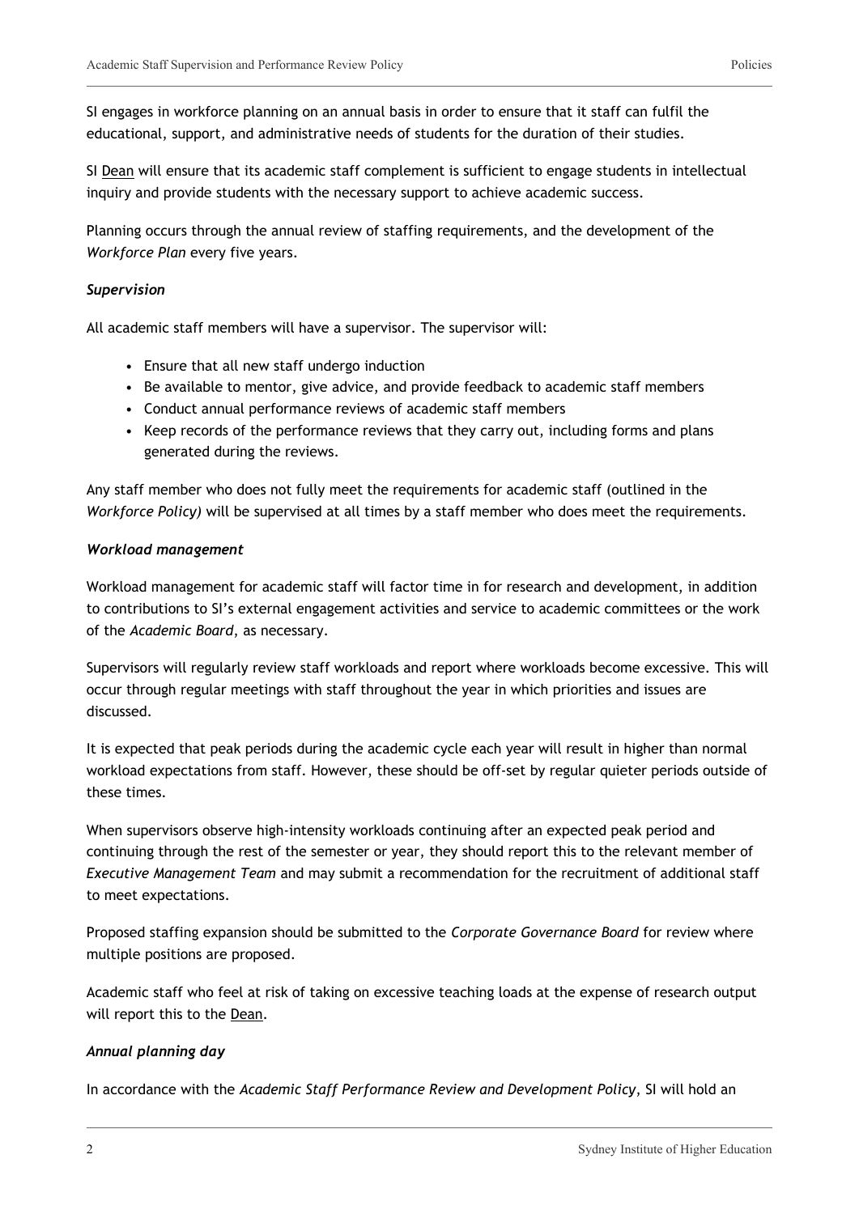SI engages in workforce planning on an annual basis in order to ensure that it staff can fulfil the educational, support, and administrative needs of students for the duration of their studies.

SI Dean will ensure that its academic staff complement is sufficient to engage students in intellectual inquiry and provide students with the necessary support to achieve academic success.

Planning occurs through the annual review of staffing requirements, and the development of the *Workforce Plan* every five years.

***Supervision***

All academic staff members will have a supervisor. The supervisor will:

- Ensure that all new staff undergo induction
- Be available to mentor, give advice, and provide feedback to academic staff members
- Conduct annual performance reviews of academic staff members
- Keep records of the performance reviews that they carry out, including forms and plans generated during the reviews.

Any staff member who does not fully meet the requirements for academic staff (outlined in the *Workforce Policy)* will be supervised at all times by a staff member who does meet the requirements.

***Workload management***

Workload management for academic staff will factor time in for research and development, in addition to contributions to SI's external engagement activities and service to academic committees or the work of the *Academic Board*, as necessary.

Supervisors will regularly review staff workloads and report where workloads become excessive. This will occur through regular meetings with staff throughout the year in which priorities and issues are discussed.

It is expected that peak periods during the academic cycle each year will result in higher than normal workload expectations from staff. However, these should be off-set by regular quieter periods outside of these times.

When supervisors observe high-intensity workloads continuing after an expected peak period and continuing through the rest of the semester or year, they should report this to the relevant member of *Executive Management Team* and may submit a recommendation for the recruitment of additional staff to meet expectations.

Proposed staffing expansion should be submitted to the *Corporate Governance Board* for review where multiple positions are proposed.

Academic staff who feel at risk of taking on excessive teaching loads at the expense of research output will report this to the Dean.

***Annual planning day***

In accordance with the *Academic Staff Performance Review and Development Policy*, SI will hold an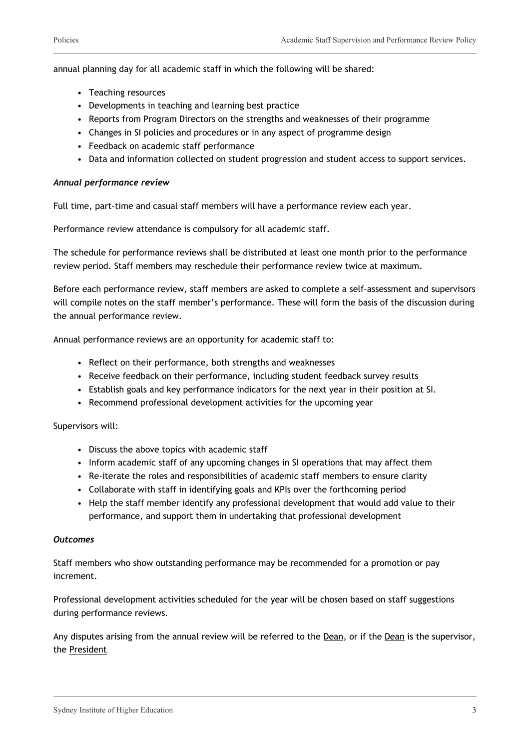annual planning day for all academic staff in which the following will be shared:

- Teaching resources
- Developments in teaching and learning best practice
- Reports from Program Directors on the strengths and weaknesses of their programme
- Changes in SI policies and procedures or in any aspect of programme design
- Feedback on academic staff performance
- Data and information collected on student progression and student access to support services.

***Annual performance review***

Full time, part-time and casual staff members will have a performance review each year.

Performance review attendance is compulsory for all academic staff.

The schedule for performance reviews shall be distributed at least one month prior to the performance review period. Staff members may reschedule their performance review twice at maximum.

Before each performance review, staff members are asked to complete a self-assessment and supervisors will compile notes on the staff member's performance. These will form the basis of the discussion during the annual performance review.

Annual performance reviews are an opportunity for academic staff to:

- Reflect on their performance, both strengths and weaknesses
- Receive feedback on their performance, including student feedback survey results
- Establish goals and key performance indicators for the next year in their position at SI.
- Recommend professional development activities for the upcoming year

Supervisors will:

- Discuss the above topics with academic staff
- Inform academic staff of any upcoming changes in SI operations that may affect them
- Re-iterate the roles and responsibilities of academic staff members to ensure clarity
- Collaborate with staff in identifying goals and KPIs over the forthcoming period
- Help the staff member identify any professional development that would add value to their performance, and support them in undertaking that professional development

***Outcomes***

Staff members who show outstanding performance may be recommended for a promotion or pay increment.

Professional development activities scheduled for the year will be chosen based on staff suggestions during performance reviews.

Any disputes arising from the annual review will be referred to the Dean, or if the Dean is the supervisor, the President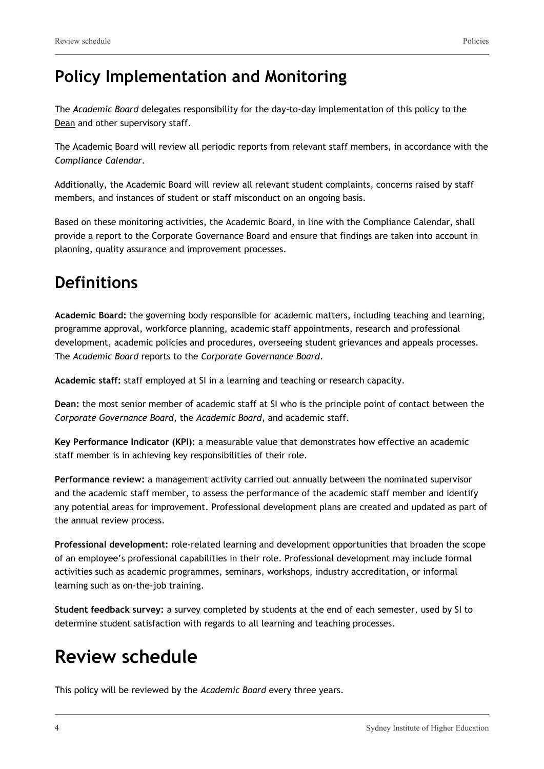## Policy Implementation and Monitoring

The *Academic Board* delegates responsibility for the day-to-day implementation of this policy to the Dean and other supervisory staff.

The Academic Board will review all periodic reports from relevant staff members, in accordance with the *Compliance Calendar*.

Additionally, the Academic Board will review all relevant student complaints, concerns raised by staff members, and instances of student or staff misconduct on an ongoing basis.

Based on these monitoring activities, the Academic Board, in line with the Compliance Calendar, shall provide a report to the Corporate Governance Board and ensure that findings are taken into account in planning, quality assurance and improvement processes.

# Definitions

**Academic Board:** the governing body responsible for academic matters, including teaching and learning, programme approval, workforce planning, academic staff appointments, research and professional development, academic policies and procedures, overseeing student grievances and appeals processes. The *Academic Board* reports to the *Corporate Governance Board*.

**Academic staff:** staff employed at SI in a learning and teaching or research capacity.

**Dean:** the most senior member of academic staff at SI who is the principle point of contact between the *Corporate Governance Board*, the *Academic Board*, and academic staff.

**Key Performance Indicator (KPI):** a measurable value that demonstrates how effective an academic staff member is in achieving key responsibilities of their role.

**Performance review:** a management activity carried out annually between the nominated supervisor and the academic staff member, to assess the performance of the academic staff member and identify any potential areas for improvement. Professional development plans are created and updated as part of the annual review process.

**Professional development:** role-related learning and development opportunities that broaden the scope of an employee's professional capabilities in their role. Professional development may include formal activities such as academic programmes, seminars, workshops, industry accreditation, or informal learning such as on-the-job training.

**Student feedback survey:** a survey completed by students at the end of each semester, used by SI to determine student satisfaction with regards to all learning and teaching processes.

# Review schedule

This policy will be reviewed by the *Academic Board* every three years.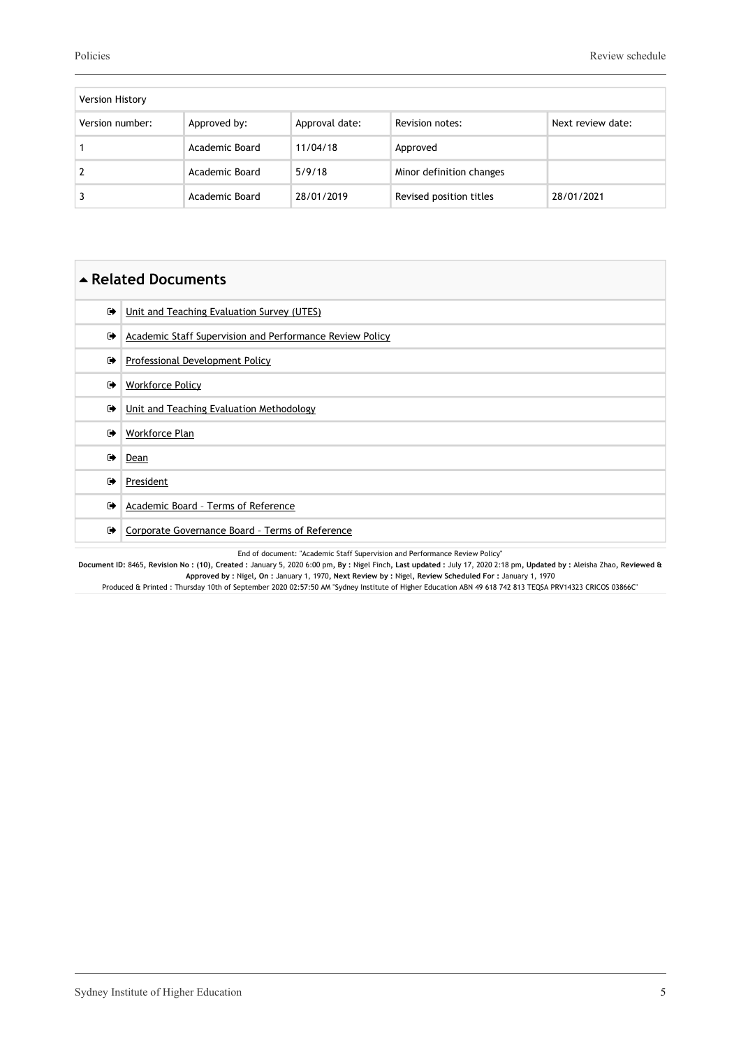| Version History | | | | |
|---|---|---|---|---|
| Version number: | Approved by: | Approval date: | Revision notes: | Next review date: |
| 1 | Academic Board | 11/04/18 | Approved | |
| 2 | Academic Board | 5/9/18 | Minor definition changes | |
| 3 | Academic Board | 28/01/2019 | Revised position titles | 28/01/2021 |

## ▲ Related Documents

- Unit and Teaching Evaluation Survey (UTES)
- Academic Staff Supervision and Performance Review Policy
- Professional Development Policy
- Workforce Policy
- Unit and Teaching Evaluation Methodology
- Workforce Plan
- Dean
- President
- Academic Board – Terms of Reference
- Corporate Governance Board – Terms of Reference

End of document: "Academic Staff Supervision and Performance Review Policy"

**Document ID:** 8465, **Revision No : (10)**, **Created :** January 5, 2020 6:00 pm, **By :** Nigel Finch, **Last updated :** July 17, 2020 2:18 pm, **Updated by :** Aleisha Zhao, **Reviewed & Approved by :** Nigel, **On :** January 1, 1970, **Next Review by :** Nigel, **Review Scheduled For :** January 1, 1970

Produced & Printed : Thursday 10th of September 2020 02:57:50 AM "Sydney Institute of Higher Education ABN 49 618 742 813 TEQSA PRV14323 CRICOS 03866C"